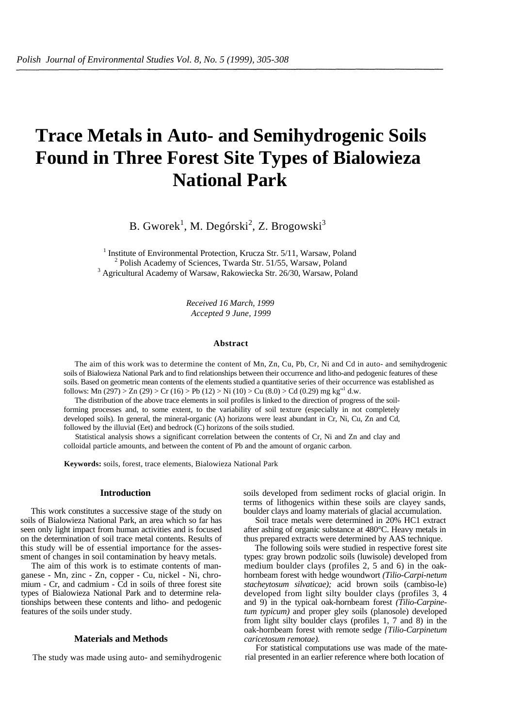# Trace Metals in Auto- and Semihydrogenic Soils Found in Three Forest Site Types of Bialowieza National Park

B. Gworek[1], M. Degórski[2], Z. Brogowski[3]

[1] Institute of Environmental Protection, Krucza Str. 5/11, Warsaw, Poland
[2] Polish Academy of Sciences, Twarda Str. 51/55, Warsaw, Poland
[3] Agricultural Academy of Warsaw, Rakowiecka Str. 26/30, Warsaw, Poland

*Received 16 March, 1999*
*Accepted 9 June, 1999*

### Abstract

The aim of this work was to determine the content of Mn, Zn, Cu, Pb, Cr, Ni and Cd in auto- and semihydrogenic soils of Bialowieza National Park and to find relationships between their occurrence and litho-and pedogenic features of these soils. Based on geometric mean contents of the elements studied a quantitative series of their occurrence was established as follows: Mn (297) > Zn (29) > Cr (16) > Pb (12) > Ni (10) > Cu (8.0) > Cd (0.29) mg $kg^{-1}$ d.w.

The distribution of the above trace elements in soil profiles is linked to the direction of progress of the soil-forming processes and, to some extent, to the variability of soil texture (especially in not completely developed soils). In general, the mineral-organic (A) horizons were least abundant in Cr, Ni, Cu, Zn and Cd, followed by the illuvial (Eet) and bedrock (C) horizons of the soils studied.

Statistical analysis shows a significant correlation between the contents of Cr, Ni and Zn and clay and colloidal particle amounts, and between the content of Pb and the amount of organic carbon.

**Keywords:** soils, forest, trace elements, Bialowieza National Park

## Introduction

This work constitutes a successive stage of the study on soils of Bialowieza National Park, an area which so far has seen only light impact from human activities and is focused on the determination of soil trace metal contents. Results of this study will be of essential importance for the assessment of changes in soil contamination by heavy metals.

The aim of this work is to estimate contents of manganese - Mn, zinc - Zn, copper - Cu, nickel - Ni, chromium - Cr, and cadmium - Cd in soils of three forest site types of Bialowieza National Park and to determine relationships between these contents and litho- and pedogenic features of the soils under study.

## Materials and Methods

The study was made using auto- and semihydrogenic soils developed from sediment rocks of glacial origin. In terms of lithogenics within these soils are clayey sands, boulder clays and loamy materials of glacial accumulation.

Soil trace metals were determined in 20% HC1 extract after ashing of organic substance at 480°C. Heavy metals in thus prepared extracts were determined by AAS technique.

The following soils were studied in respective forest site types: gray brown podzolic soils (luwisole) developed from medium boulder clays (profiles 2, 5 and 6) in the oak-hornbeam forest with hedge woundwort *(Tilio-Carpi-netum stacheytosum silvaticae);* acid brown soils (cambiso-le) developed from light silty boulder clays (profiles 3, 4 and 9) in the typical oak-hornbeam forest *(Tilio-Carpinetum typicum)* and proper gley soils (planosole) developed from light silty boulder clays (profiles 1, 7 and 8) in the oak-hornbeam forest with remote sedge *{Tilio-Carpinetum caricetosum remotae).*

For statistical computations use was made of the material presented in an earlier reference where both location of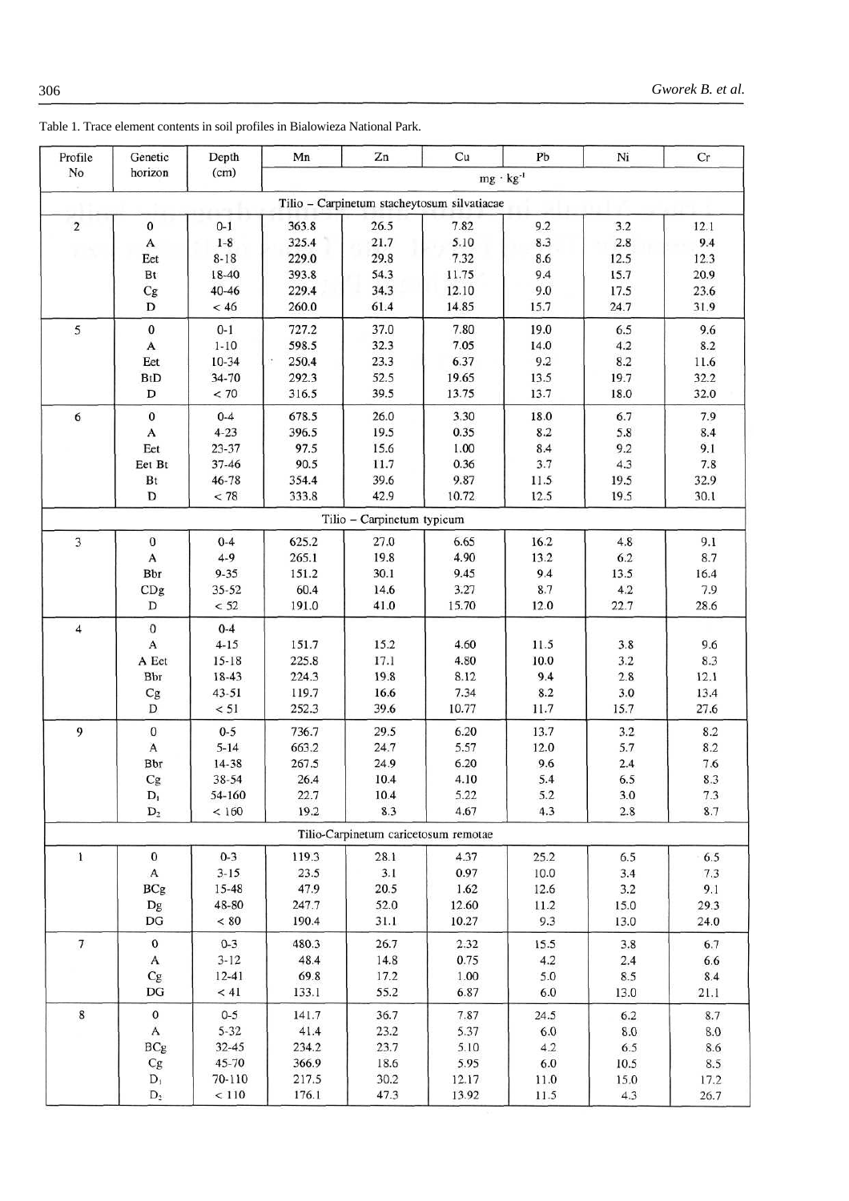Table 1. Trace element contents in soil profiles in Bialowieza National Park.

| Profile No | Genetic horizon | Depth (cm) | Mn | Zn | Cu | Pb | Ni | Cr |
|---|---|---|---|---|---|---|---|---|
| | | | $mg \cdot kg^{-1}$ | | | | | |
| **Tilio – Carpinetum stacheytosum silvatiacae** | | | | | | | | |
| 2 | 0 | 0-1 | 363.8 | 26.5 | 7.82 | 9.2 | 3.2 | 12.1 |
| | A | 1-8 | 325.4 | 21.7 | 5.10 | 8.3 | 2.8 | 9.4 |
| | Eet | 8-18 | 229.0 | 29.8 | 7.32 | 8.6 | 12.5 | 12.3 |
| | Bt | 18-40 | 393.8 | 54.3 | 11.75 | 9.4 | 15.7 | 20.9 |
| | Cg | 40-46 | 229.4 | 34.3 | 12.10 | 9.0 | 17.5 | 23.6 |
| | D | < 46 | 260.0 | 61.4 | 14.85 | 15.7 | 24.7 | 31.9 |
| 5 | 0 | 0-1 | 727.2 | 37.0 | 7.80 | 19.0 | 6.5 | 9.6 |
| | A | 1-10 | 598.5 | 32.3 | 7.05 | 14.0 | 4.2 | 8.2 |
| | Eet | 10-34 | 250.4 | 23.3 | 6.37 | 9.2 | 8.2 | 11.6 |
| | BtD | 34-70 | 292.3 | 52.5 | 19.65 | 13.5 | 19.7 | 32.2 |
| | D | < 70 | 316.5 | 39.5 | 13.75 | 13.7 | 18.0 | 32.0 |
| 6 | 0 | 0-4 | 678.5 | 26.0 | 3.30 | 18.0 | 6.7 | 7.9 |
| | A | 4-23 | 396.5 | 19.5 | 0.35 | 8.2 | 5.8 | 8.4 |
| | Eet | 23-37 | 97.5 | 15.6 | 1.00 | 8.4 | 9.2 | 9.1 |
| | Eet Bt | 37-46 | 90.5 | 11.7 | 0.36 | 3.7 | 4.3 | 7.8 |
| | Bt | 46-78 | 354.4 | 39.6 | 9.87 | 11.5 | 19.5 | 32.9 |
| | D | < 78 | 333.8 | 42.9 | 10.72 | 12.5 | 19.5 | 30.1 |
| **Tilio – Carpinetum typicum** | | | | | | | | |
| 3 | 0 | 0-4 | 625.2 | 27.0 | 6.65 | 16.2 | 4.8 | 9.1 |
| | A | 4-9 | 265.1 | 19.8 | 4.90 | 13.2 | 6.2 | 8.7 |
| | Bbr | 9-35 | 151.2 | 30.1 | 9.45 | 9.4 | 13.5 | 16.4 |
| | CDg | 35-52 | 60.4 | 14.6 | 3.27 | 8.7 | 4.2 | 7.9 |
| | D | < 52 | 191.0 | 41.0 | 15.70 | 12.0 | 22.7 | 28.6 |
| 4 | 0 | 0-4 | | | | | | |
| | A | 4-15 | 151.7 | 15.2 | 4.60 | 11.5 | 3.8 | 9.6 |
| | A Eet | 15-18 | 225.8 | 17.1 | 4.80 | 10.0 | 3.2 | 8.3 |
| | Bbr | 18-43 | 224.3 | 19.8 | 8.12 | 9.4 | 2.8 | 12.1 |
| | Cg | 43-51 | 119.7 | 16.6 | 7.34 | 8.2 | 3.0 | 13.4 |
| | D | < 51 | 252.3 | 39.6 | 10.77 | 11.7 | 15.7 | 27.6 |
| 9 | 0 | 0-5 | 736.7 | 29.5 | 6.20 | 13.7 | 3.2 | 8.2 |
| | A | 5-14 | 663.2 | 24.7 | 5.57 | 12.0 | 5.7 | 8.2 |
| | Bbr | 14-38 | 267.5 | 24.9 | 6.20 | 9.6 | 2.4 | 7.6 |
| | Cg | 38-54 | 26.4 | 10.4 | 4.10 | 5.4 | 6.5 | 8.3 |
| | $D_1$ | 54-160 | 22.7 | 10.4 | 5.22 | 5.2 | 3.0 | 7.3 |
| | $D_2$ | < 160 | 19.2 | 8.3 | 4.67 | 4.3 | 2.8 | 8.7 |
| **Tilio-Carpinetum caricetosum remotae** | | | | | | | | |
| 1 | 0 | 0-3 | 119.3 | 28.1 | 4.37 | 25.2 | 6.5 | 6.5 |
| | A | 3-15 | 23.5 | 3.1 | 0.97 | 10.0 | 3.4 | 7.3 |
| | BCg | 15-48 | 47.9 | 20.5 | 1.62 | 12.6 | 3.2 | 9.1 |
| | Dg | 48-80 | 247.7 | 52.0 | 12.60 | 11.2 | 15.0 | 29.3 |
| | DG | < 80 | 190.4 | 31.1 | 10.27 | 9.3 | 13.0 | 24.0 |
| 7 | 0 | 0-3 | 480.3 | 26.7 | 2.32 | 15.5 | 3.8 | 6.7 |
| | A | 3-12 | 48.4 | 14.8 | 0.75 | 4.2 | 2.4 | 6.6 |
| | Cg | 12-41 | 69.8 | 17.2 | 1.00 | 5.0 | 8.5 | 8.4 |
| | DG | < 41 | 133.1 | 55.2 | 6.87 | 6.0 | 13.0 | 21.1 |
| 8 | 0 | 0-5 | 141.7 | 36.7 | 7.87 | 24.5 | 6.2 | 8.7 |
| | A | 5-32 | 41.4 | 23.2 | 5.37 | 6.0 | 8.0 | 8.0 |
| | BCg | 32-45 | 234.2 | 23.7 | 5.10 | 4.2 | 6.5 | 8.6 |
| | Cg | 45-70 | 366.9 | 18.6 | 5.95 | 6.0 | 10.5 | 8.5 |
| | $D_1$ | 70-110 | 217.5 | 30.2 | 12.17 | 11.0 | 15.0 | 17.2 |
| | $D_2$ | < 110 | 176.1 | 47.3 | 13.92 | 11.5 | 4.3 | 26.7 |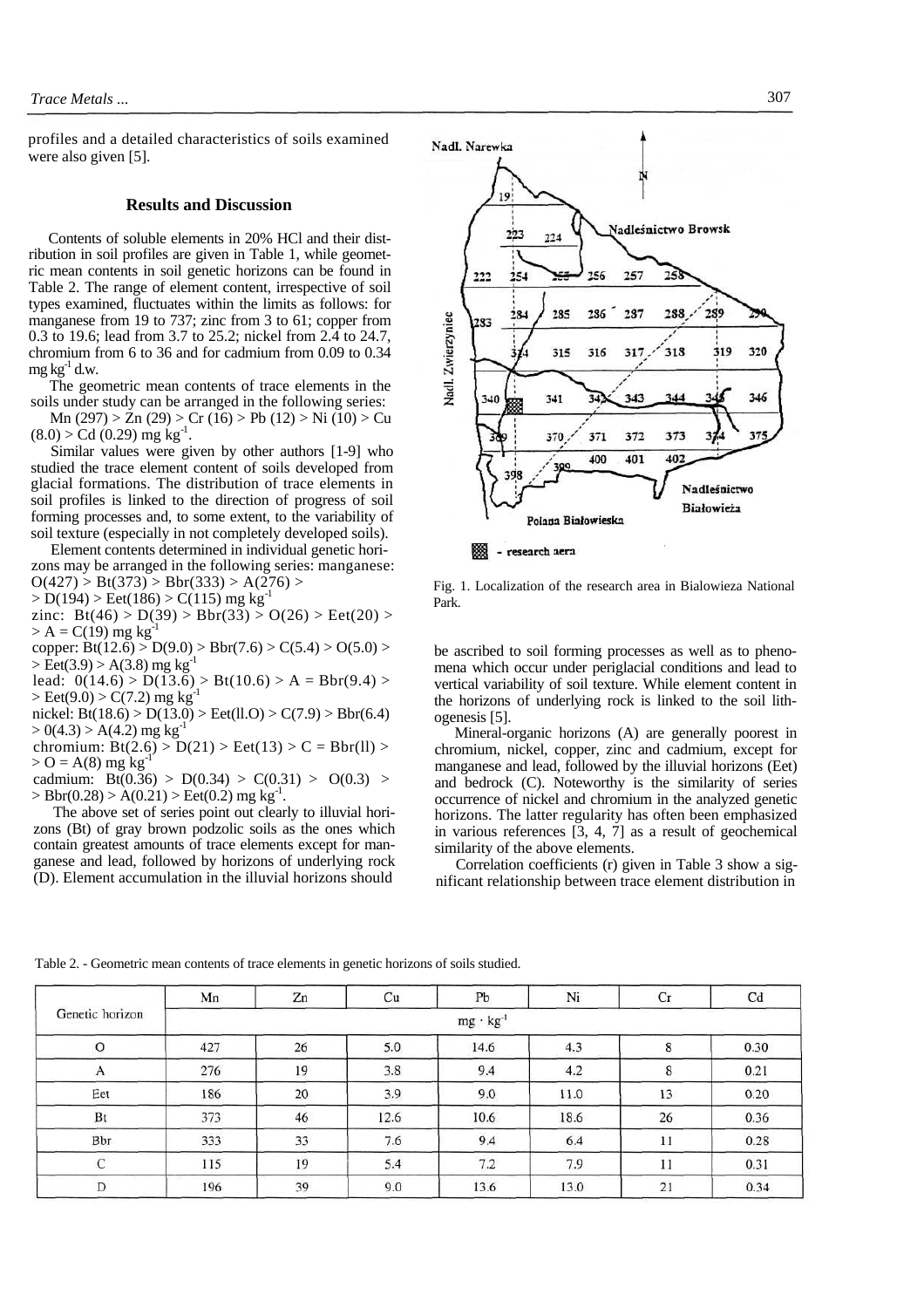profiles and a detailed characteristics of soils examined were also given [5].

## Results and Discussion

Contents of soluble elements in 20% HCl and their distribution in soil profiles are given in Table 1, while geometric mean contents in soil genetic horizons can be found in Table 2. The range of element content, irrespective of soil types examined, fluctuates within the limits as follows: for manganese from 19 to 737; zinc from 3 to 61; copper from 0.3 to 19.6; lead from 3.7 to 25.2; nickel from 2.4 to 24.7, chromium from 6 to 36 and for cadmium from 0.09 to 0.34 mg $kg^{-1}$ d.w.

The geometric mean contents of trace elements in the soils under study can be arranged in the following series:

Mn (297) > Zn (29) > Cr (16) > Pb (12) > Ni (10) > Cu (8.0) > Cd (0.29) mg $kg^{-1}$.

Similar values were given by other authors [1-9] who studied the trace element content of soils developed from glacial formations. The distribution of trace elements in soil profiles is linked to the direction of progress of soil forming processes and, to some extent, to the variability of soil texture (especially in not completely developed soils).

Element contents determined in individual genetic horizons may be arranged in the following series: manganese: O(427) > Bt(373) > Bbr(333) > A(276) > > D(194) > Eet(186) > C(115) mg $kg^{-1}$

zinc: Bt(46) > D(39) > Bbr(33) > O(26) > Eet(20) > > A = C(19) mg $kg^{-1}$

copper: Bt(12.6) > D(9.0) > Bbr(7.6) > C(5.4) > O(5.0) > > Eet(3.9) > A(3.8) mg $kg^{-1}$

lead: 0(14.6) > D(13.6) > Bt(10.6) > A = Bbr(9.4) > > Eet(9.0) > C(7.2) mg $kg^{-1}$

nickel: Bt(18.6) > D(13.0) > Eet(ll.O) > C(7.9) > Bbr(6.4) > 0(4.3) > A(4.2) mg $kg^{-1}$

chromium: Bt(2.6) > D(21) > Eet(13) > C = Bbr(ll) > > O = A(8) mg $kg^{-1}$

cadmium: Bt(0.36) > D(0.34) > C(0.31) > O(0.3) > > Bbr(0.28) > A(0.21) > Eet(0.2) mg $kg^{-1}$.

The above set of series point out clearly to illuvial horizons (Bt) of gray brown podzolic soils as the ones which contain greatest amounts of trace elements except for manganese and lead, followed by horizons of underlying rock (D). Element accumulation in the illuvial horizons should be ascribed to soil forming processes as well as to phenomena which occur under periglacial conditions and lead to vertical variability of soil texture. While element content in the horizons of underlying rock is linked to the soil lithogenesis [5].

Mineral-organic horizons (A) are generally poorest in chromium, nickel, copper, zinc and cadmium, except for manganese and lead, followed by the illuvial horizons (Eet) and bedrock (C). Noteworthy is the similarity of series occurrence of nickel and chromium in the analyzed genetic horizons. The latter regularity has often been emphasized in various references [3, 4, 7] as a result of geochemical similarity of the above elements.

Correlation coefficients (r) given in Table 3 show a significant relationship between trace element distribution in

Fig. 1. Localization of the research area in Bialowieza National Park.

Table 2. - Geometric mean contents of trace elements in genetic horizons of soils studied.

| Genetic horizon | Mn | Zn | Cu | Pb | Ni | Cr | Cd |
|---|---|---|---|---|---|---|---|
| | mg · $kg^{-1}$ | | | | | | |
| O | 427 | 26 | 5.0 | 14.6 | 4.3 | 8 | 0.30 |
| A | 276 | 19 | 3.8 | 9.4 | 4.2 | 8 | 0.21 |
| Eet | 186 | 20 | 3.9 | 9.0 | 11.0 | 13 | 0.20 |
| Bt | 373 | 46 | 12.6 | 10.6 | 18.6 | 26 | 0.36 |
| Bbr | 333 | 33 | 7.6 | 9.4 | 6.4 | 11 | 0.28 |
| C | 115 | 19 | 5.4 | 7.2 | 7.9 | 11 | 0.31 |
| D | 196 | 39 | 9.0 | 13.6 | 13.0 | 21 | 0.34 |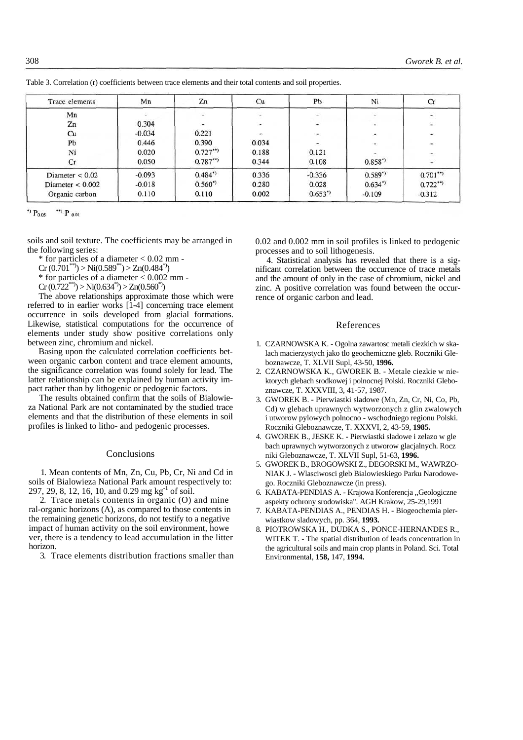Table 3. Correlation (r) coefficients between trace elements and their total contents and soil properties.

| Trace elements | Mn | Zn | Cu | Pb | Ni | Cr |
|---|---|---|---|---|---|---|
| Mn | - | - | - | - | - | - |
| Zn | 0.304 | - | - | - | - | - |
| Cu | -0.034 | 0.221 | - | - | - | - |
| Pb | 0.446 | 0.390 | 0.034 | - | - | - |
| Ni | 0.020 | 0.727**) | 0.188 | 0.121 | - | - |
| Cr | 0.050 | 0.787**) | 0.344 | 0.108 | 0.858*) | - |
| Diameter < 0.02 | -0.093 | 0.484*) | 0.336 | -0.336 | 0.589*) | 0.701**) |
| Diameter < 0.002 | -0.018 | 0.560*) | 0.280 | 0.028 | 0.634*) | 0.722**) |
| Organic carbon | 0.110 | 0.110 | 0.002 | 0.653*) | -0.109 | -0.312 |

*) $P_{0.05}$ **) $P_{0.01}$

soils and soil texture. The coefficients may be arranged in the following series:

* for particles of a diameter < 0.02 mm - Cr (0.701**)) > Ni(0.589**)) > Zn(0.484*))

* for particles of a diameter < 0.002 mm - Cr (0.722**)) > Ni(0.634*)) > Zn(0.560*))

The above relationships approximate those which were referred to in earlier works [1-4] concerning trace element occurrence in soils developed from glacial formations. Likewise, statistical computations for the occurrence of elements under study show positive correlations only between zinc, chromium and nickel.

Basing upon the calculated correlation coefficients between organic carbon content and trace element amounts, the significance correlation was found solely for lead. The latter relationship can be explained by human activity impact rather than by lithogenic or pedogenic factors.

The results obtained confirm that the soils of Bialowieza National Park are not contaminated by the studied trace elements and that the distribution of these elements in soil profiles is linked to litho- and pedogenic processes.

## Conclusions

1. Mean contents of Mn, Zn, Cu, Pb, Cr, Ni and Cd in soils of Bialowieza National Park amount respectively to: 297, 29, 8, 12, 16, 10, and 0.29 mg $kg^{-1}$ of soil.

2. Trace metals contents in organic (O) and mineral-organic horizons (A), as compared to those contents in the remaining genetic horizons, do not testify to a negative impact of human activity on the soil environment, however, there is a tendency to lead accumulation in the litter horizon.

3. Trace elements distribution fractions smaller than 0.02 and 0.002 mm in soil profiles is linked to pedogenic processes and to soil lithogenesis.

4. Statistical analysis has revealed that there is a significant correlation between the occurrence of trace metals and the amount of only in the case of chromium, nickel and zinc. A positive correlation was found between the occurrence of organic carbon and lead.

## References

1. CZARNOWSKA K. - Ogolna zawartosc metali ciezkich w skalach macierzystych jako tlo geochemiczne gleb. Roczniki Gleboznawcze, T. XLVII Supl, 43-50, **1996.**
2. CZARNOWSKA K., GWOREK B. - Metale ciezkie w niektorych glebach srodkowej i polnocnej Polski. Roczniki Gleboznawcze, T. XXXVIII, 3, 41-57, 1987.
3. GWOREK B. - Pierwiastki sladowe (Mn, Zn, Cr, Ni, Co, Pb, Cd) w glebach uprawnych wytworzonych z glin zwalowych i utworow pylowych polnocno - wschodniego regionu Polski. Roczniki Gleboznawcze, T. XXXVI, 2, 43-59, **1985.**
4. GWOREK B., JESKE K. - Pierwiastki sladowe i zelazo w glebach uprawnych wytworzonych z utworow glacjalnych. Roczniki Gleboznawcze, T. XLVII Supl, 51-63, **1996.**
5. GWOREK B., BROGOWSKI Z., DEGORSKI M., WAWRZONIAK J. - Wlasciwosci gleb Bialowieskiego Parku Narodowego. Roczniki Gleboznawcze (in press).
6. KABATA-PENDIAS A. - Krajowa Konferencja ,,Geologiczne aspekty ochrony srodowiska". AGH Krakow, 25-29,1991
7. KABATA-PENDIAS A., PENDIAS H. - Biogeochemia pierwiastkow sladowych, pp. 364, **1993.**
8. PIOTROWSKA H., DUDKA S., PONCE-HERNANDES R., WITEK T. - The spatial distribution of leads concentration in the agricultural soils and main crop plants in Poland. Sci. Total Environmental, **158,** 147, **1994.**